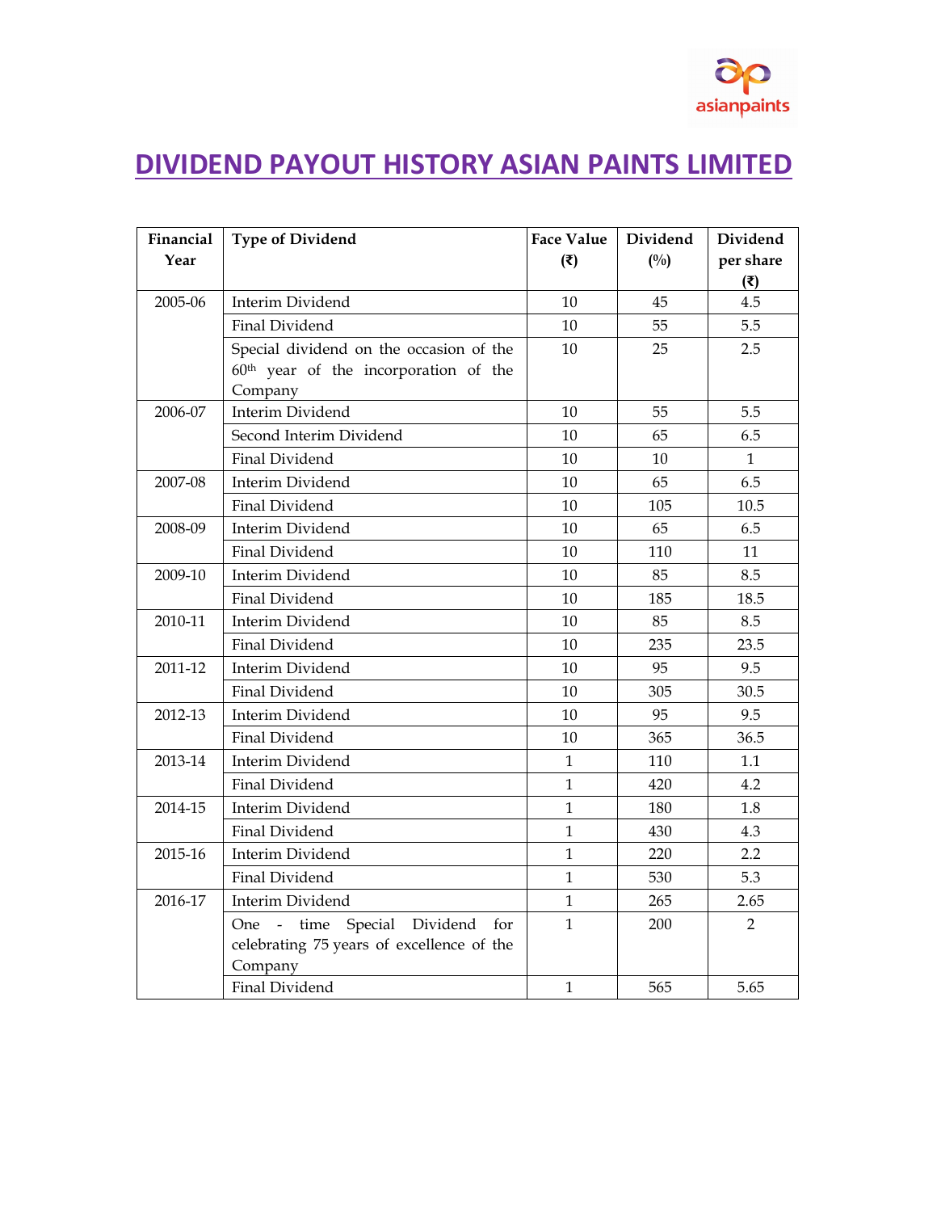# DIVIDEND PAYOUT HISTORY ASIAN PAINTS LIMITED

| Financial Year | Type of Dividend | Face Value (₹) | Dividend (%) | Dividend per share (₹) |
|---|---|---|---|---|
| 2005-06 | Interim Dividend | 10 | 45 | 4.5 |
| | Final Dividend | 10 | 55 | 5.5 |
| | Special dividend on the occasion of the 60th year of the incorporation of the Company | 10 | 25 | 2.5 |
| 2006-07 | Interim Dividend | 10 | 55 | 5.5 |
| | Second Interim Dividend | 10 | 65 | 6.5 |
| | Final Dividend | 10 | 10 | 1 |
| 2007-08 | Interim Dividend | 10 | 65 | 6.5 |
| | Final Dividend | 10 | 105 | 10.5 |
| 2008-09 | Interim Dividend | 10 | 65 | 6.5 |
| | Final Dividend | 10 | 110 | 11 |
| 2009-10 | Interim Dividend | 10 | 85 | 8.5 |
| | Final Dividend | 10 | 185 | 18.5 |
| 2010-11 | Interim Dividend | 10 | 85 | 8.5 |
| | Final Dividend | 10 | 235 | 23.5 |
| 2011-12 | Interim Dividend | 10 | 95 | 9.5 |
| | Final Dividend | 10 | 305 | 30.5 |
| 2012-13 | Interim Dividend | 10 | 95 | 9.5 |
| | Final Dividend | 10 | 365 | 36.5 |
| 2013-14 | Interim Dividend | 1 | 110 | 1.1 |
| | Final Dividend | 1 | 420 | 4.2 |
| 2014-15 | Interim Dividend | 1 | 180 | 1.8 |
| | Final Dividend | 1 | 430 | 4.3 |
| 2015-16 | Interim Dividend | 1 | 220 | 2.2 |
| | Final Dividend | 1 | 530 | 5.3 |
| 2016-17 | Interim Dividend | 1 | 265 | 2.65 |
| | One - time Special Dividend for celebrating 75 years of excellence of the Company | 1 | 200 | 2 |
| | Final Dividend | 1 | 565 | 5.65 |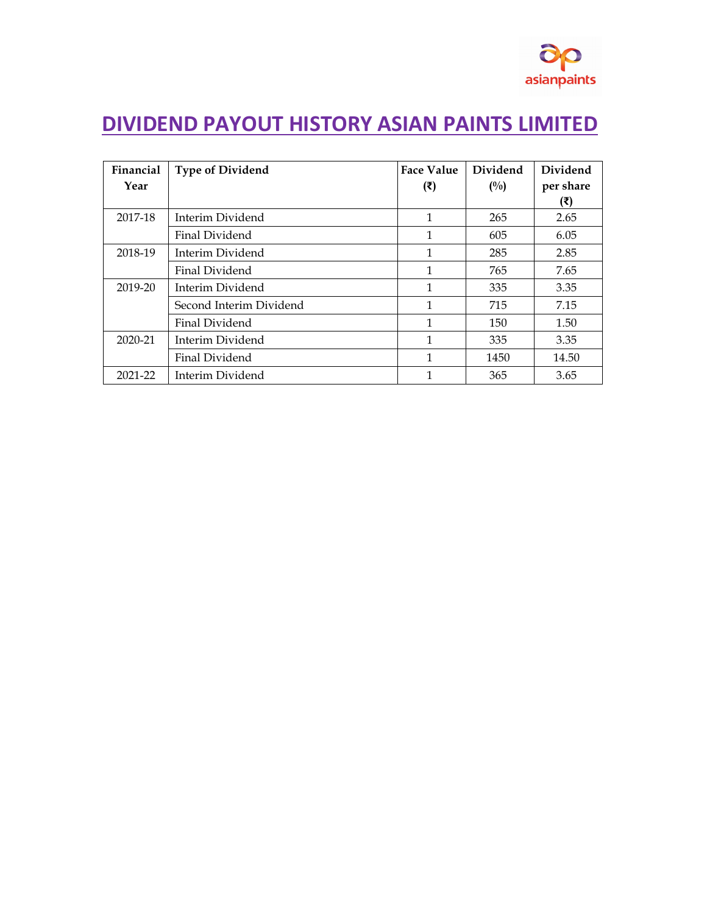# DIVIDEND PAYOUT HISTORY ASIAN PAINTS LIMITED

| Financial Year | Type of Dividend | Face Value (₹) | Dividend (%) | Dividend per share (₹) |
|---|---|---|---|---|
| 2017-18 | Interim Dividend | 1 | 265 | 2.65 |
| | Final Dividend | 1 | 605 | 6.05 |
| 2018-19 | Interim Dividend | 1 | 285 | 2.85 |
| | Final Dividend | 1 | 765 | 7.65 |
| 2019-20 | Interim Dividend | 1 | 335 | 3.35 |
| | Second Interim Dividend | 1 | 715 | 7.15 |
| | Final Dividend | 1 | 150 | 1.50 |
| 2020-21 | Interim Dividend | 1 | 335 | 3.35 |
| | Final Dividend | 1 | 1450 | 14.50 |
| 2021-22 | Interim Dividend | 1 | 365 | 3.65 |